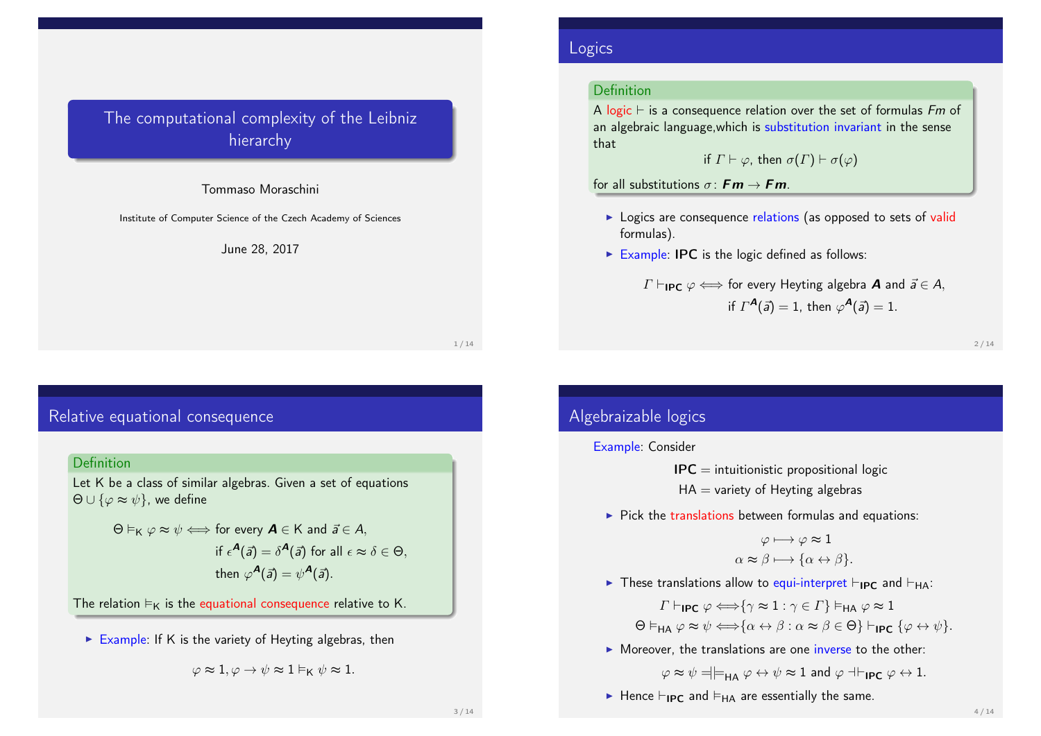# The computational complexity of the Leibniz hierarchy

Tommaso Moraschini

Institute of Computer Science of the Czech Academy of Sciences

June 28, 2017

## Logics

**Definition**

A logic $\vdash$ is a consequence relation over the set of formulas $Fm$ of an algebraic language,which is substitution invariant in the sense that

$$\text{if } \Gamma \vdash \varphi, \text{ then } \sigma(\Gamma) \vdash \sigma(\varphi)$$

for all substitutions $\sigma \colon \boldsymbol{Fm} \to \boldsymbol{Fm}$.

- Logics are consequence relations (as opposed to sets of valid formulas).
- Example: **IPC** is the logic defined as follows:

$$\Gamma \vdash_{\mathbf{IPC}} \varphi \Longleftrightarrow \text{for every Heyting algebra } \boldsymbol{A} \text{ and } \vec{a} \in A,$$
$$\text{if } \Gamma^{\boldsymbol{A}}(\vec{a}) = 1, \text{ then } \varphi^{\boldsymbol{A}}(\vec{a}) = 1.$$

## Relative equational consequence

**Definition**

Let K be a class of similar algebras. Given a set of equations $\Theta \cup \{\varphi \approx \psi\}$, we define

$$\Theta \vDash_{\mathsf{K}} \varphi \approx \psi \Longleftrightarrow \text{for every } \boldsymbol{A} \in \mathsf{K} \text{ and } \vec{a} \in A,$$
$$\text{if } \epsilon^{\boldsymbol{A}}(\vec{a}) = \delta^{\boldsymbol{A}}(\vec{a}) \text{ for all } \epsilon \approx \delta \in \Theta,$$
$$\text{then } \varphi^{\boldsymbol{A}}(\vec{a}) = \psi^{\boldsymbol{A}}(\vec{a}).$$

The relation $\vDash_{\mathsf{K}}$ is the equational consequence relative to K.

- Example: If K is the variety of Heyting algebras, then

$$\varphi \approx 1, \varphi \to \psi \approx 1 \vDash_{\mathsf{K}} \psi \approx 1.$$

## Algebraizable logics

Example: Consider

$$\mathbf{IPC} = \text{intuitionistic propositional logic}$$
$$\mathsf{HA} = \text{variety of Heyting algebras}$$

- Pick the translations between formulas and equations:

$$\varphi \longmapsto \varphi \approx 1$$
$$\alpha \approx \beta \longmapsto \{\alpha \leftrightarrow \beta\}.$$

- These translations allow to equi-interpret $\vdash_{\mathbf{IPC}}$ and $\vDash_{\mathsf{HA}}$:

$$\Gamma \vdash_{\mathbf{IPC}} \varphi \Longleftrightarrow \{\gamma \approx 1 : \gamma \in \Gamma\} \vDash_{\mathsf{HA}} \varphi \approx 1$$
$$\Theta \vDash_{\mathsf{HA}} \varphi \approx \psi \Longleftrightarrow \{\alpha \leftrightarrow \beta : \alpha \approx \beta \in \Theta\} \vdash_{\mathbf{IPC}} \{\varphi \leftrightarrow \psi\}.$$

- Moreover, the translations are one inverse to the other:

$$\varphi \approx \psi \mathrel{=}\joinrel\mathrel{|}\joinrel\mathrel{\vDash}_{\mathsf{HA}} \varphi \leftrightarrow \psi \approx 1 \text{ and } \varphi \dashv\vdash_{\mathbf{IPC}} \varphi \leftrightarrow 1.$$

- Hence $\vdash_{\mathbf{IPC}}$ and $\vDash_{\mathsf{HA}}$ are essentially the same.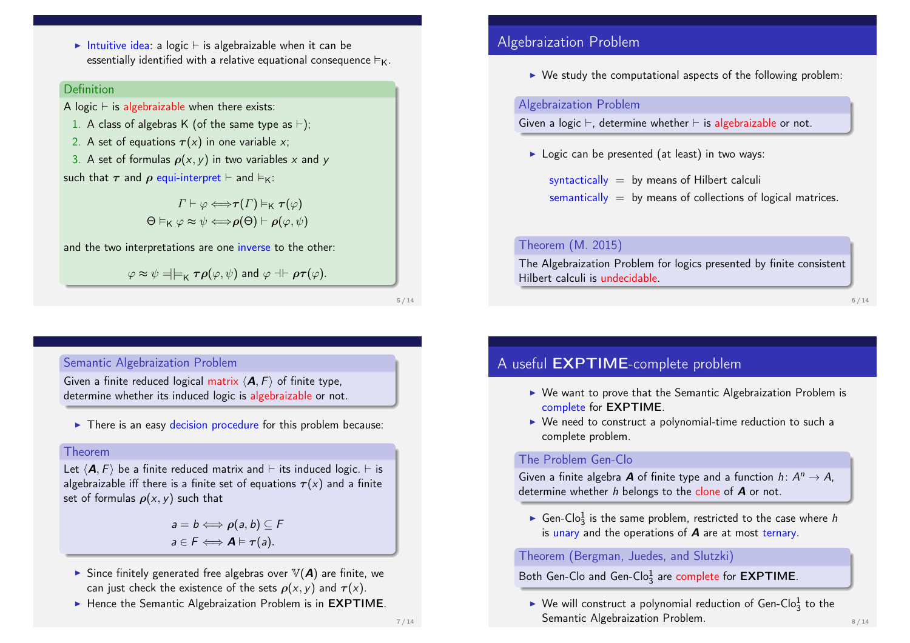- Intuitive idea: a logic $\vdash$ is algebraizable when it can be essentially identified with a relative equational consequence $\vDash_{\mathsf{K}}$.

**Definition**

A logic $\vdash$ is algebraizable when there exists:

1. A class of algebras $\mathsf{K}$ (of the same type as $\vdash$);
2. A set of equations $\boldsymbol{\tau}(x)$ in one variable $x$;
3. A set of formulas $\boldsymbol{\rho}(x, y)$ in two variables $x$ and $y$

such that $\boldsymbol{\tau}$ and $\boldsymbol{\rho}$ equi-interpret $\vdash$ and $\vDash_{\mathsf{K}}$:

$$\Gamma \vdash \varphi \Longleftrightarrow \boldsymbol{\tau}(\Gamma) \vDash_{\mathsf{K}} \boldsymbol{\tau}(\varphi)$$
$$\Theta \vDash_{\mathsf{K}} \varphi \approx \psi \Longleftrightarrow \boldsymbol{\rho}(\Theta) \vdash \boldsymbol{\rho}(\varphi, \psi)$$

and the two interpretations are one inverse to the other:

$$\varphi \approx \psi \mathrel{=}\!\mid\!\vDash_{\mathsf{K}} \boldsymbol{\tau}\boldsymbol{\rho}(\varphi, \psi) \text{ and } \varphi \dashv\vdash \boldsymbol{\rho}\boldsymbol{\tau}(\varphi).$$

## Algebraization Problem

- We study the computational aspects of the following problem:

**Algebraization Problem**

Given a logic $\vdash$, determine whether $\vdash$ is algebraizable or not.

- Logic can be presented (at least) in two ways:

  syntactically = by means of Hilbert calculi
  semantically = by means of collections of logical matrices.

**Theorem (M. 2015)**

The Algebraization Problem for logics presented by finite consistent Hilbert calculi is undecidable.

**Semantic Algebraization Problem**

Given a finite reduced logical matrix $\langle \boldsymbol{A}, F\rangle$ of finite type, determine whether its induced logic is algebraizable or not.

- There is an easy decision procedure for this problem because:

**Theorem**

Let $\langle \boldsymbol{A}, F\rangle$ be a finite reduced matrix and $\vdash$ its induced logic. $\vdash$ is algebraizable iff there is a finite set of equations $\boldsymbol{\tau}(x)$ and a finite set of formulas $\boldsymbol{\rho}(x, y)$ such that

$$a = b \Longleftrightarrow \boldsymbol{\rho}(a, b) \subseteq F$$
$$a \in F \Longleftrightarrow \boldsymbol{A} \vDash \boldsymbol{\tau}(a).$$

- Since finitely generated free algebras over $\mathbb{V}(\boldsymbol{A})$ are finite, we can just check the existence of the sets $\boldsymbol{\rho}(x, y)$ and $\boldsymbol{\tau}(x)$.
- Hence the Semantic Algebraization Problem is in **EXPTIME**.

## A useful EXPTIME-complete problem

- We want to prove that the Semantic Algebraization Problem is complete for **EXPTIME**.
- We need to construct a polynomial-time reduction to such a complete problem.

**The Problem Gen-Clo**

Given a finite algebra $\boldsymbol{A}$ of finite type and a function $h\colon A^n \to A$, determine whether $h$ belongs to the clone of $\boldsymbol{A}$ or not.

- Gen-Clo$_3^1$ is the same problem, restricted to the case where $h$ is unary and the operations of $\boldsymbol{A}$ are at most ternary.

**Theorem (Bergman, Juedes, and Slutzki)**

Both Gen-Clo and Gen-Clo$_3^1$ are complete for **EXPTIME**.

- We will construct a polynomial reduction of Gen-Clo$_3^1$ to the Semantic Algebraization Problem.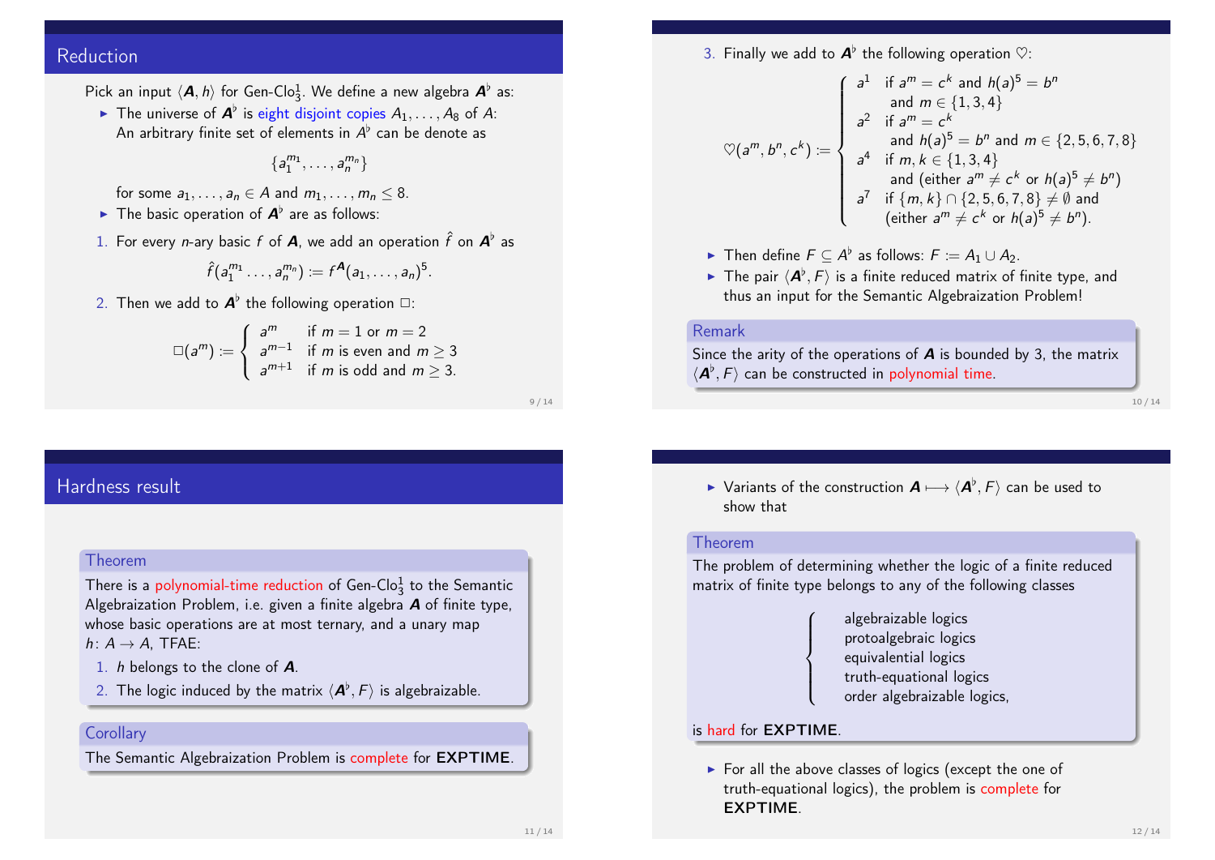## Reduction

Pick an input $\langle \boldsymbol{A}, h \rangle$ for Gen-Clo$^1_3$. We define a new algebra $\boldsymbol{A}^\flat$ as:

- The universe of $\boldsymbol{A}^\flat$ is eight disjoint copies $A_1, \dots, A_8$ of $A$: An arbitrary finite set of elements in $A^\flat$ can be denote as

$$\{a_1^{m_1}, \dots, a_n^{m_n}\}$$

for some $a_1, \dots, a_n \in A$ and $m_1, \dots, m_n \leq 8$.

- The basic operation of $\boldsymbol{A}^\flat$ are as follows:

1. For every $n$-ary basic $f$ of $\boldsymbol{A}$, we add an operation $\hat{f}$ on $\boldsymbol{A}^\flat$ as

$$\hat{f}(a_1^{m_1} \dots, a_n^{m_n}) := f^{\boldsymbol{A}}(a_1, \dots, a_n)^5.$$

2. Then we add to $\boldsymbol{A}^\flat$ the following operation $\Box$:

$$\Box(a^m) := \begin{cases} a^m & \text{if } m = 1 \text{ or } m = 2 \\ a^{m-1} & \text{if } m \text{ is even and } m \geq 3 \\ a^{m+1} & \text{if } m \text{ is odd and } m \geq 3. \end{cases}$$

3. Finally we add to $\boldsymbol{A}^\flat$ the following operation $\heartsuit$:

$$\heartsuit(a^m, b^n, c^k) := \begin{cases} a^1 & \text{if } a^m = c^k \text{ and } h(a)^5 = b^n \\ & \text{and } m \in \{1, 3, 4\} \\ a^2 & \text{if } a^m = c^k \\ & \text{and } h(a)^5 = b^n \text{ and } m \in \{2, 5, 6, 7, 8\} \\ a^4 & \text{if } m, k \in \{1, 3, 4\} \\ & \text{and (either } a^m \neq c^k \text{ or } h(a)^5 \neq b^n) \\ a^7 & \text{if } \{m, k\} \cap \{2, 5, 6, 7, 8\} \neq \emptyset \text{ and} \\ & \text{(either } a^m \neq c^k \text{ or } h(a)^5 \neq b^n). \end{cases}$$

- Then define $F \subseteq A^\flat$ as follows: $F := A_1 \cup A_2$.
- The pair $\langle \boldsymbol{A}^\flat, F \rangle$ is a finite reduced matrix of finite type, and thus an input for the Semantic Algebraization Problem!

**Remark**

Since the arity of the operations of $\boldsymbol{A}$ is bounded by 3, the matrix $\langle \boldsymbol{A}^\flat, F \rangle$ can be constructed in polynomial time.

## Hardness result

**Theorem**

There is a polynomial-time reduction of Gen-Clo$^1_3$ to the Semantic Algebraization Problem, i.e. given a finite algebra $\boldsymbol{A}$ of finite type, whose basic operations are at most ternary, and a unary map $h \colon A \to A$, TFAE:

1. $h$ belongs to the clone of $\boldsymbol{A}$.
2. The logic induced by the matrix $\langle \boldsymbol{A}^\flat, F \rangle$ is algebraizable.

**Corollary**

The Semantic Algebraization Problem is complete for **EXPTIME**.

- Variants of the construction $\boldsymbol{A} \longmapsto \langle \boldsymbol{A}^\flat, F \rangle$ can be used to show that

**Theorem**

The problem of determining whether the logic of a finite reduced matrix of finite type belongs to any of the following classes

- algebraizable logics
- protoalgebraic logics
- equivalential logics
- truth-equational logics
- order algebraizable logics,

is hard for **EXPTIME**.

- For all the above classes of logics (except the one of truth-equational logics), the problem is complete for **EXPTIME**.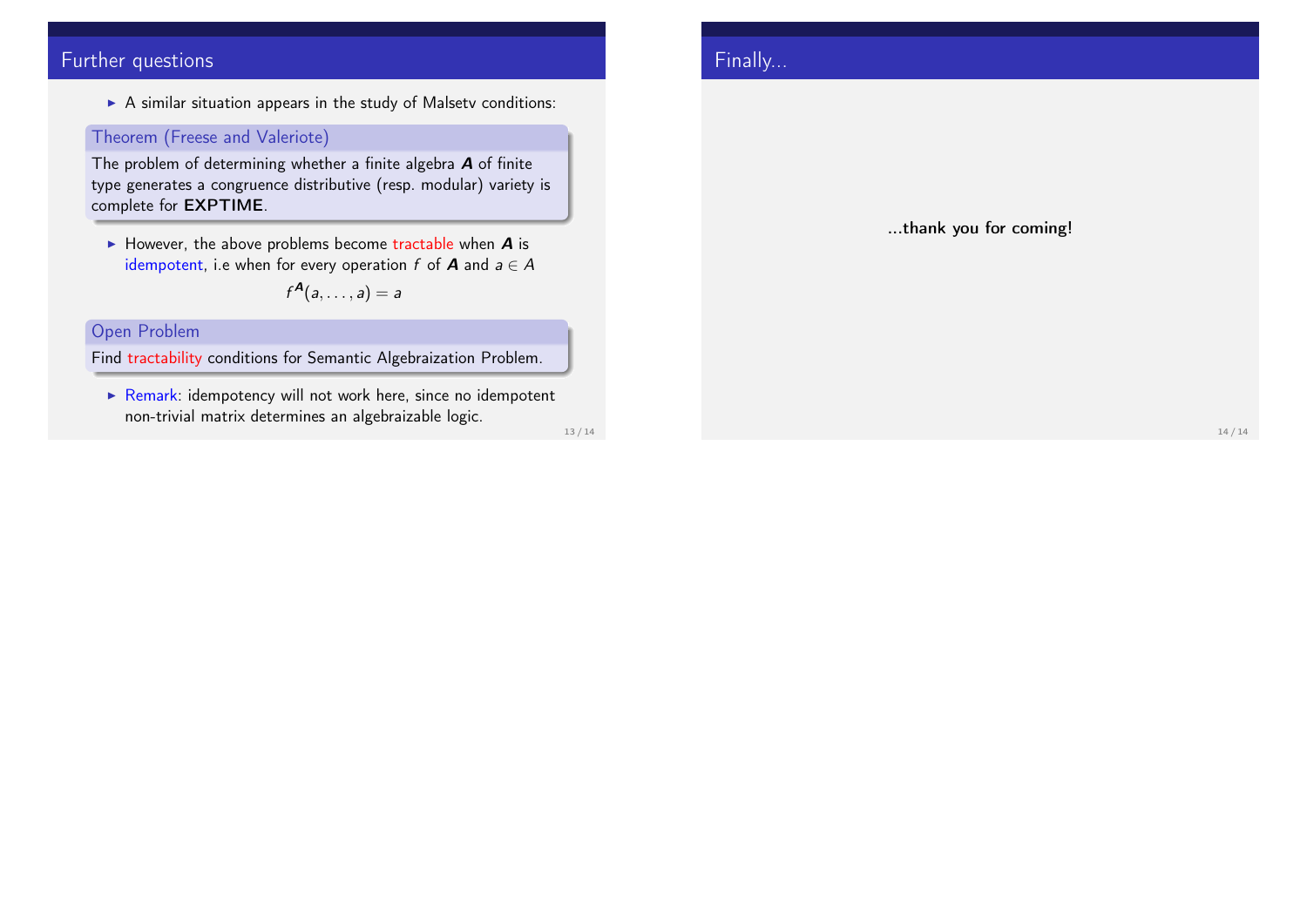## Further questions

- A similar situation appears in the study of Malsetv conditions:

**Theorem (Freese and Valeriote)**

The problem of determining whether a finite algebra $\boldsymbol{A}$ of finite type generates a congruence distributive (resp. modular) variety is complete for **EXPTIME**.

- However, the above problems become tractable when $\boldsymbol{A}$ is idempotent, i.e when for every operation $f$ of $\boldsymbol{A}$ and $a \in A$

$$f^{\boldsymbol{A}}(a, \dots, a) = a$$

**Open Problem**

Find tractability conditions for Semantic Algebraization Problem.

- Remark: idempotency will not work here, since no idempotent non-trivial matrix determines an algebraizable logic.

## Finally...

**...thank you for coming!**